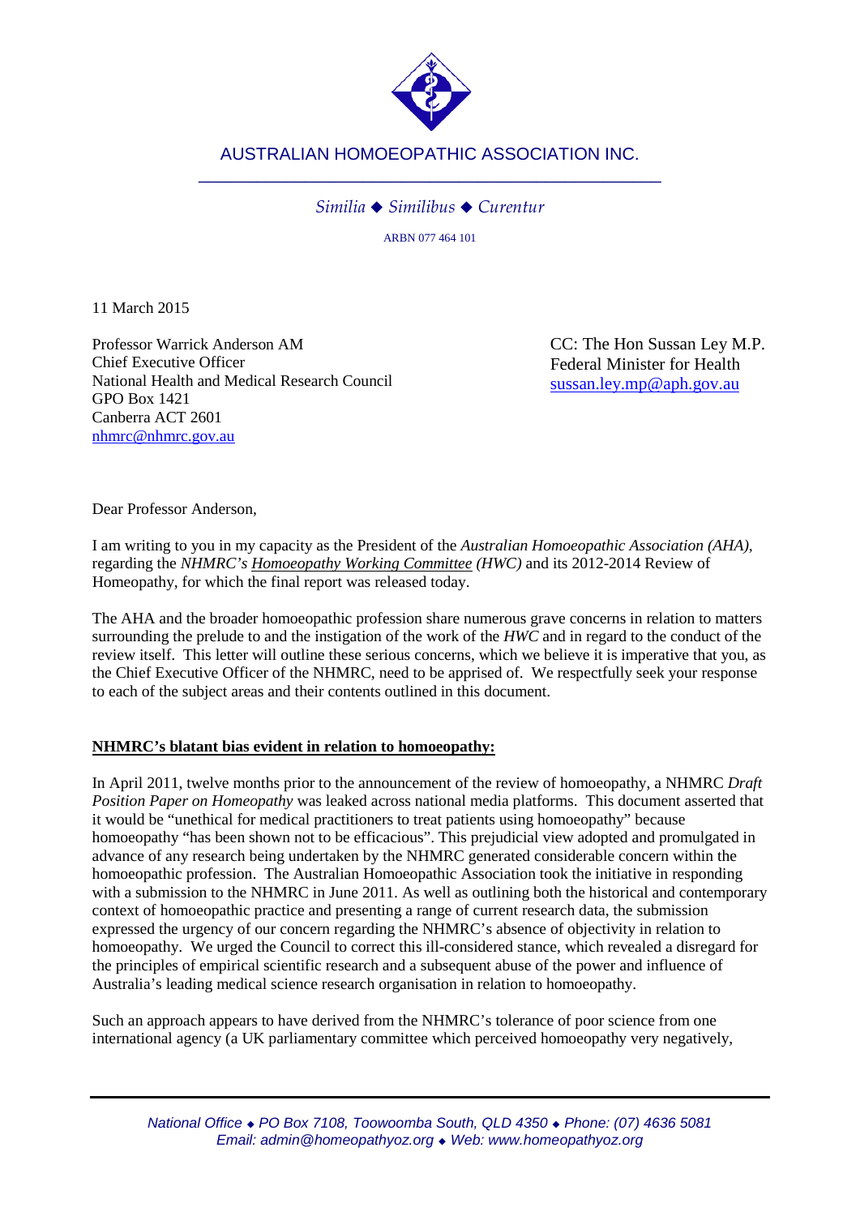# AUSTRALIAN HOMOEOPATHIC ASSOCIATION INC.

*Similia ◆ Similibus ◆ Curentur*

ARBN 077 464 101

11 March 2015

Professor Warrick Anderson AM
Chief Executive Officer
National Health and Medical Research Council
GPO Box 1421
Canberra ACT 2601
nhmrc@nhmrc.gov.au

CC: The Hon Sussan Ley M.P.
Federal Minister for Health
sussan.ley.mp@aph.gov.au

Dear Professor Anderson,

I am writing to you in my capacity as the President of the *Australian Homoeopathic Association (AHA)*, regarding the *NHMRC's Homoeopathy Working Committee (HWC)* and its 2012-2014 Review of Homeopathy, for which the final report was released today.

The AHA and the broader homoeopathic profession share numerous grave concerns in relation to matters surrounding the prelude to and the instigation of the work of the *HWC* and in regard to the conduct of the review itself. This letter will outline these serious concerns, which we believe it is imperative that you, as the Chief Executive Officer of the NHMRC, need to be apprised of. We respectfully seek your response to each of the subject areas and their contents outlined in this document.

**NHMRC's blatant bias evident in relation to homoeopathy:**

In April 2011, twelve months prior to the announcement of the review of homoeopathy, a NHMRC *Draft Position Paper on Homeopathy* was leaked across national media platforms. This document asserted that it would be "unethical for medical practitioners to treat patients using homoeopathy" because homoeopathy "has been shown not to be efficacious". This prejudicial view adopted and promulgated in advance of any research being undertaken by the NHMRC generated considerable concern within the homoeopathic profession. The Australian Homoeopathic Association took the initiative in responding with a submission to the NHMRC in June 2011. As well as outlining both the historical and contemporary context of homoeopathic practice and presenting a range of current research data, the submission expressed the urgency of our concern regarding the NHMRC's absence of objectivity in relation to homoeopathy. We urged the Council to correct this ill-considered stance, which revealed a disregard for the principles of empirical scientific research and a subsequent abuse of the power and influence of Australia's leading medical science research organisation in relation to homoeopathy.

Such an approach appears to have derived from the NHMRC's tolerance of poor science from one international agency (a UK parliamentary committee which perceived homoeopathy very negatively,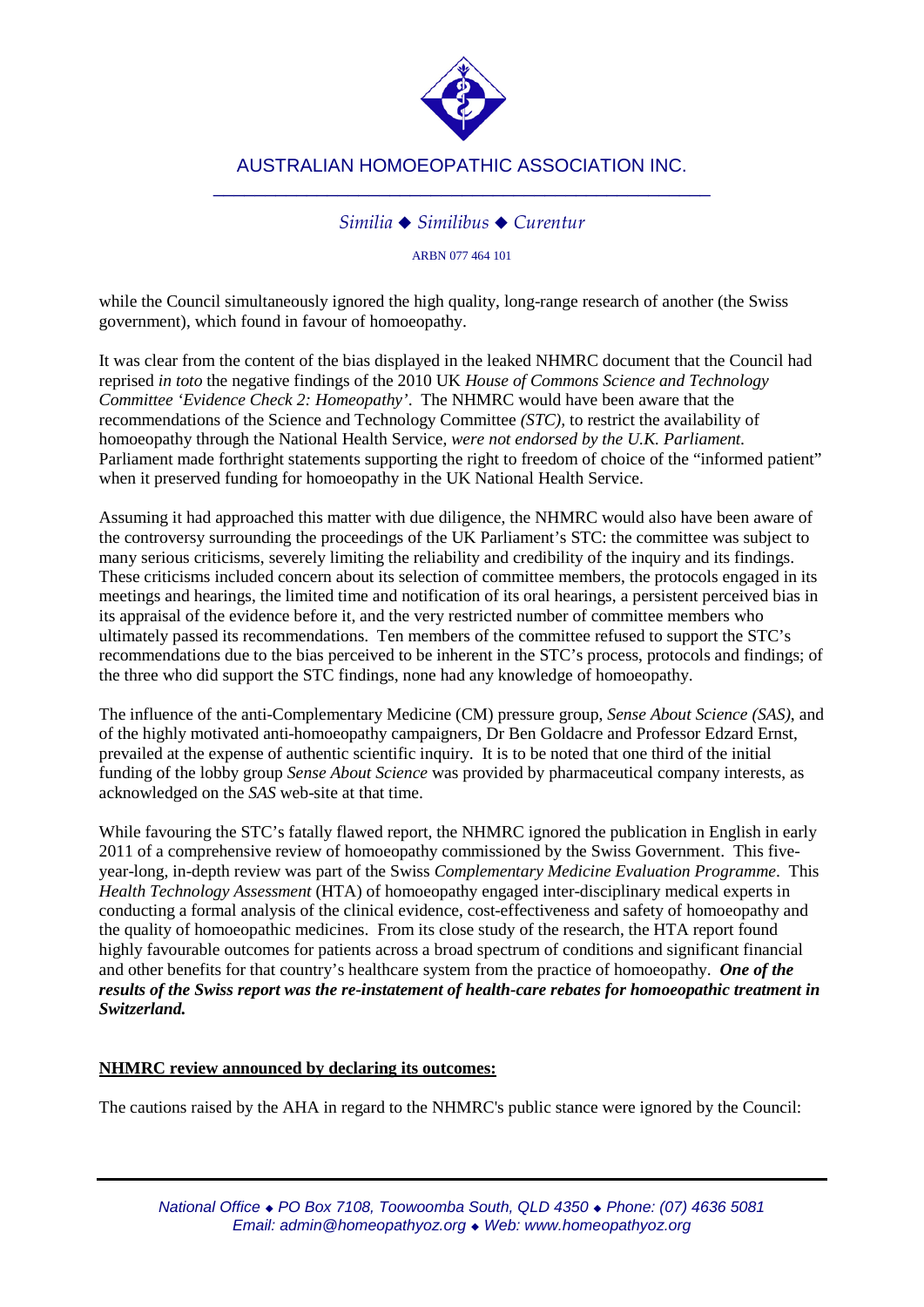while the Council simultaneously ignored the high quality, long-range research of another (the Swiss government), which found in favour of homoeopathy.

It was clear from the content of the bias displayed in the leaked NHMRC document that the Council had reprised *in toto* the negative findings of the 2010 UK *House of Commons Science and Technology Committee 'Evidence Check 2: Homeopathy'*. The NHMRC would have been aware that the recommendations of the Science and Technology Committee *(STC)*, to restrict the availability of homoeopathy through the National Health Service, *were not endorsed by the U.K. Parliament.* Parliament made forthright statements supporting the right to freedom of choice of the "informed patient" when it preserved funding for homoeopathy in the UK National Health Service.

Assuming it had approached this matter with due diligence, the NHMRC would also have been aware of the controversy surrounding the proceedings of the UK Parliament's STC: the committee was subject to many serious criticisms, severely limiting the reliability and credibility of the inquiry and its findings. These criticisms included concern about its selection of committee members, the protocols engaged in its meetings and hearings, the limited time and notification of its oral hearings, a persistent perceived bias in its appraisal of the evidence before it, and the very restricted number of committee members who ultimately passed its recommendations. Ten members of the committee refused to support the STC's recommendations due to the bias perceived to be inherent in the STC's process, protocols and findings; of the three who did support the STC findings, none had any knowledge of homoeopathy.

The influence of the anti-Complementary Medicine (CM) pressure group, *Sense About Science (SAS)*, and of the highly motivated anti-homoeopathy campaigners, Dr Ben Goldacre and Professor Edzard Ernst, prevailed at the expense of authentic scientific inquiry. It is to be noted that one third of the initial funding of the lobby group *Sense About Science* was provided by pharmaceutical company interests, as acknowledged on the *SAS* web-site at that time.

While favouring the STC's fatally flawed report, the NHMRC ignored the publication in English in early 2011 of a comprehensive review of homoeopathy commissioned by the Swiss Government. This five-year-long, in-depth review was part of the Swiss *Complementary Medicine Evaluation Programme*. This *Health Technology Assessment* (HTA) of homoeopathy engaged inter-disciplinary medical experts in conducting a formal analysis of the clinical evidence, cost-effectiveness and safety of homoeopathy and the quality of homoeopathic medicines. From its close study of the research, the HTA report found highly favourable outcomes for patients across a broad spectrum of conditions and significant financial and other benefits for that country's healthcare system from the practice of homoeopathy. ***One of the results of the Swiss report was the re-instatement of health-care rebates for homoeopathic treatment in Switzerland.***

**NHMRC review announced by declaring its outcomes:**

The cautions raised by the AHA in regard to the NHMRC's public stance were ignored by the Council: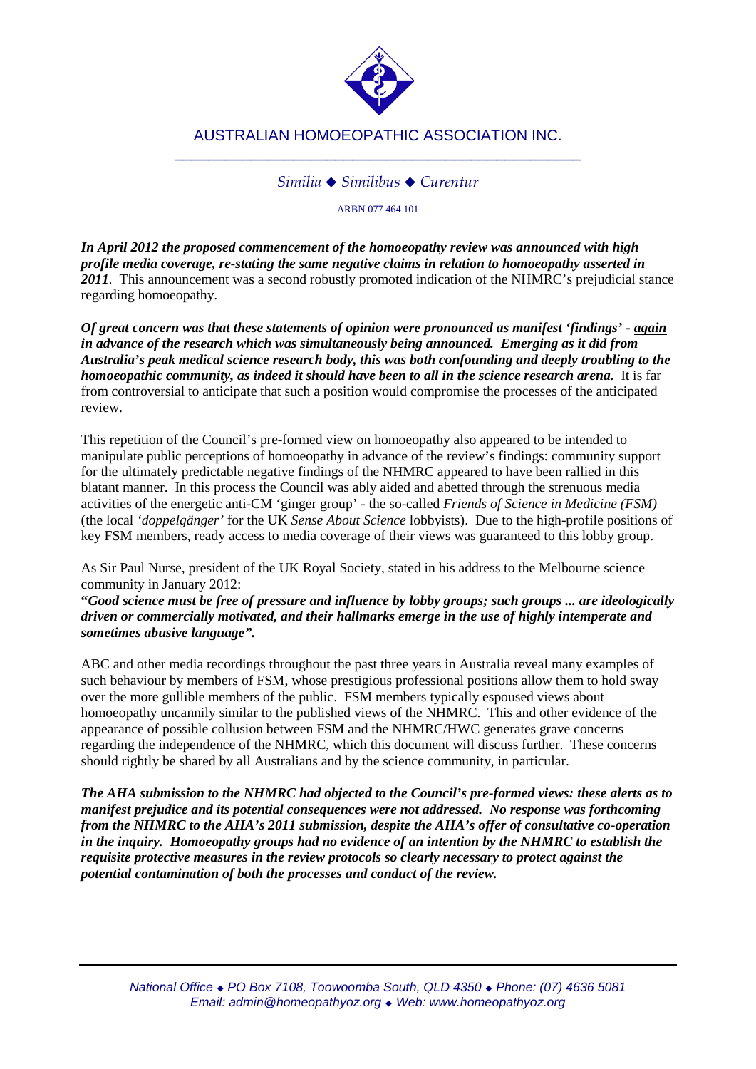*In April 2012 the proposed commencement of the homoeopathy review was announced with high profile media coverage, re-stating the same negative claims in relation to homoeopathy asserted in 2011*. This announcement was a second robustly promoted indication of the NHMRC's prejudicial stance regarding homoeopathy.

***Of great concern was that these statements of opinion were pronounced as manifest 'findings' - again in advance of the research which was simultaneously being announced. Emerging as it did from Australia's peak medical science research body, this was both confounding and deeply troubling to the homoeopathic community, as indeed it should have been to all in the science research arena.*** It is far from controversial to anticipate that such a position would compromise the processes of the anticipated review.

This repetition of the Council's pre-formed view on homoeopathy also appeared to be intended to manipulate public perceptions of homoeopathy in advance of the review's findings: community support for the ultimately predictable negative findings of the NHMRC appeared to have been rallied in this blatant manner. In this process the Council was ably aided and abetted through the strenuous media activities of the energetic anti-CM 'ginger group' - the so-called *Friends of Science in Medicine (FSM)* (the local *'doppelgänger'* for the UK *Sense About Science* lobbyists). Due to the high-profile positions of key FSM members, ready access to media coverage of their views was guaranteed to this lobby group.

As Sir Paul Nurse, president of the UK Royal Society, stated in his address to the Melbourne science community in January 2012:

***"Good science must be free of pressure and influence by lobby groups; such groups ... are ideologically driven or commercially motivated, and their hallmarks emerge in the use of highly intemperate and sometimes abusive language".***

ABC and other media recordings throughout the past three years in Australia reveal many examples of such behaviour by members of FSM, whose prestigious professional positions allow them to hold sway over the more gullible members of the public. FSM members typically espoused views about homoeopathy uncannily similar to the published views of the NHMRC. This and other evidence of the appearance of possible collusion between FSM and the NHMRC/HWC generates grave concerns regarding the independence of the NHMRC, which this document will discuss further. These concerns should rightly be shared by all Australians and by the science community, in particular.

***The AHA submission to the NHMRC had objected to the Council's pre-formed views: these alerts as to manifest prejudice and its potential consequences were not addressed. No response was forthcoming from the NHMRC to the AHA's 2011 submission, despite the AHA's offer of consultative co-operation in the inquiry. Homoeopathy groups had no evidence of an intention by the NHMRC to establish the requisite protective measures in the review protocols so clearly necessary to protect against the potential contamination of both the processes and conduct of the review.***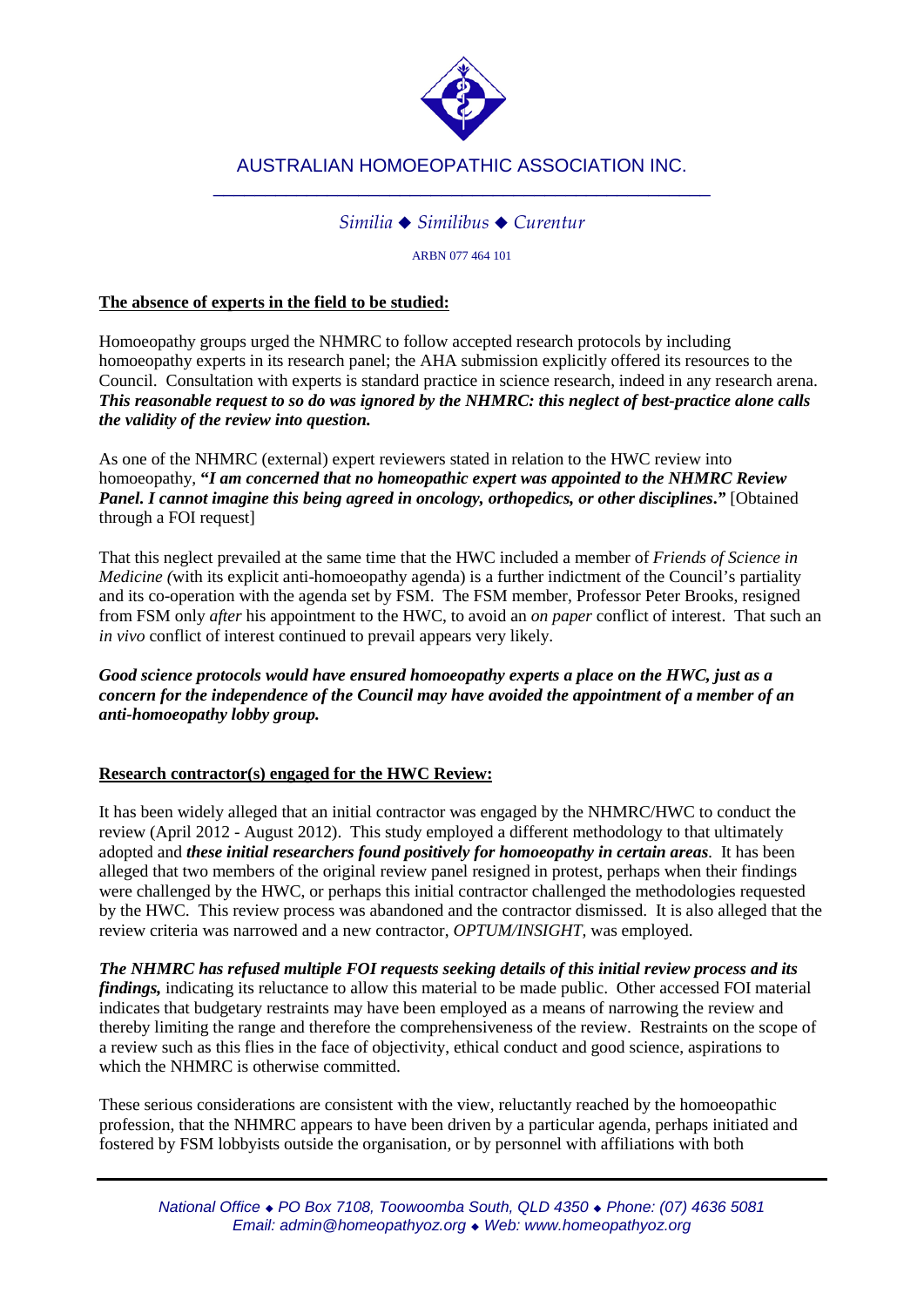**The absence of experts in the field to be studied:**

Homoeopathy groups urged the NHMRC to follow accepted research protocols by including homoeopathy experts in its research panel; the AHA submission explicitly offered its resources to the Council. Consultation with experts is standard practice in science research, indeed in any research arena. ***This reasonable request to so do was ignored by the NHMRC: this neglect of best-practice alone calls the validity of the review into question.***

As one of the NHMRC (external) expert reviewers stated in relation to the HWC review into homoeopathy, ***"I am concerned that no homeopathic expert was appointed to the NHMRC Review Panel. I cannot imagine this being agreed in oncology, orthopedics, or other disciplines."*** [Obtained through a FOI request]

That this neglect prevailed at the same time that the HWC included a member of *Friends of Science in Medicine (*with its explicit anti-homoeopathy agenda) is a further indictment of the Council's partiality and its co-operation with the agenda set by FSM. The FSM member, Professor Peter Brooks, resigned from FSM only *after* his appointment to the HWC, to avoid an *on paper* conflict of interest. That such an *in vivo* conflict of interest continued to prevail appears very likely.

***Good science protocols would have ensured homoeopathy experts a place on the HWC, just as a concern for the independence of the Council may have avoided the appointment of a member of an anti-homoeopathy lobby group.***

**Research contractor(s) engaged for the HWC Review:**

It has been widely alleged that an initial contractor was engaged by the NHMRC/HWC to conduct the review (April 2012 - August 2012). This study employed a different methodology to that ultimately adopted and ***these initial researchers found positively for homoeopathy in certain areas****.* It has been alleged that two members of the original review panel resigned in protest, perhaps when their findings were challenged by the HWC, or perhaps this initial contractor challenged the methodologies requested by the HWC. This review process was abandoned and the contractor dismissed. It is also alleged that the review criteria was narrowed and a new contractor, *OPTUM/INSIGHT*, was employed.

***The NHMRC has refused multiple FOI requests seeking details of this initial review process and its findings,*** indicating its reluctance to allow this material to be made public. Other accessed FOI material indicates that budgetary restraints may have been employed as a means of narrowing the review and thereby limiting the range and therefore the comprehensiveness of the review. Restraints on the scope of a review such as this flies in the face of objectivity, ethical conduct and good science, aspirations to which the NHMRC is otherwise committed.

These serious considerations are consistent with the view, reluctantly reached by the homoeopathic profession, that the NHMRC appears to have been driven by a particular agenda, perhaps initiated and fostered by FSM lobbyists outside the organisation, or by personnel with affiliations with both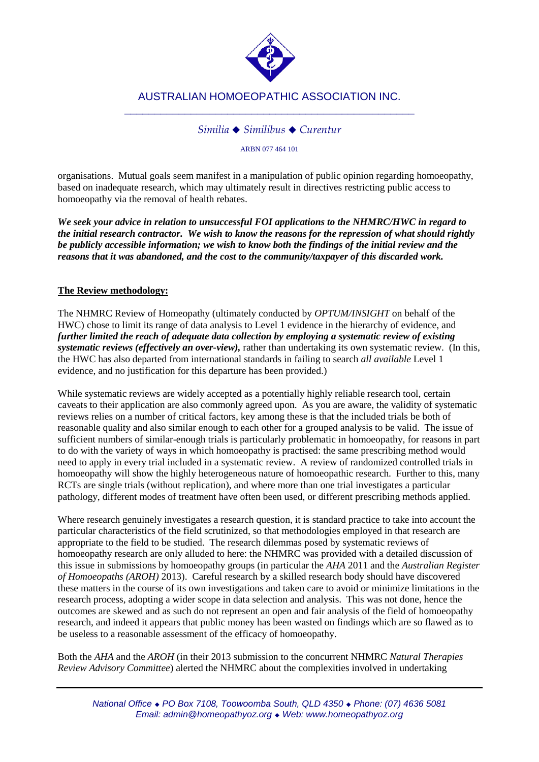organisations. Mutual goals seem manifest in a manipulation of public opinion regarding homoeopathy, based on inadequate research, which may ultimately result in directives restricting public access to homoeopathy via the removal of health rebates.

***We seek your advice in relation to unsuccessful FOI applications to the NHMRC/HWC in regard to the initial research contractor. We wish to know the reasons for the repression of what should rightly be publicly accessible information; we wish to know both the findings of the initial review and the reasons that it was abandoned, and the cost to the community/taxpayer of this discarded work.***

## The Review methodology:

The NHMRC Review of Homeopathy (ultimately conducted by *OPTUM/INSIGHT* on behalf of the HWC) chose to limit its range of data analysis to Level 1 evidence in the hierarchy of evidence, and ***further limited the reach of adequate data collection by employing a systematic review of existing systematic reviews (effectively an over-view),*** rather than undertaking its own systematic review. (In this, the HWC has also departed from international standards in failing to search *all available* Level 1 evidence, and no justification for this departure has been provided.)

While systematic reviews are widely accepted as a potentially highly reliable research tool, certain caveats to their application are also commonly agreed upon. As you are aware, the validity of systematic reviews relies on a number of critical factors, key among these is that the included trials be both of reasonable quality and also similar enough to each other for a grouped analysis to be valid. The issue of sufficient numbers of similar-enough trials is particularly problematic in homoeopathy, for reasons in part to do with the variety of ways in which homoeopathy is practised: the same prescribing method would need to apply in every trial included in a systematic review. A review of randomized controlled trials in homoeopathy will show the highly heterogeneous nature of homoeopathic research. Further to this, many RCTs are single trials (without replication), and where more than one trial investigates a particular pathology, different modes of treatment have often been used, or different prescribing methods applied.

Where research genuinely investigates a research question, it is standard practice to take into account the particular characteristics of the field scrutinized, so that methodologies employed in that research are appropriate to the field to be studied. The research dilemmas posed by systematic reviews of homoeopathy research are only alluded to here: the NHMRC was provided with a detailed discussion of this issue in submissions by homoeopathy groups (in particular the *AHA* 2011 and the *Australian Register of Homoeopaths (AROH)* 2013). Careful research by a skilled research body should have discovered these matters in the course of its own investigations and taken care to avoid or minimize limitations in the research process, adopting a wider scope in data selection and analysis. This was not done, hence the outcomes are skewed and as such do not represent an open and fair analysis of the field of homoeopathy research, and indeed it appears that public money has been wasted on findings which are so flawed as to be useless to a reasonable assessment of the efficacy of homoeopathy.

Both the *AHA* and the *AROH* (in their 2013 submission to the concurrent NHMRC *Natural Therapies Review Advisory Committee*) alerted the NHMRC about the complexities involved in undertaking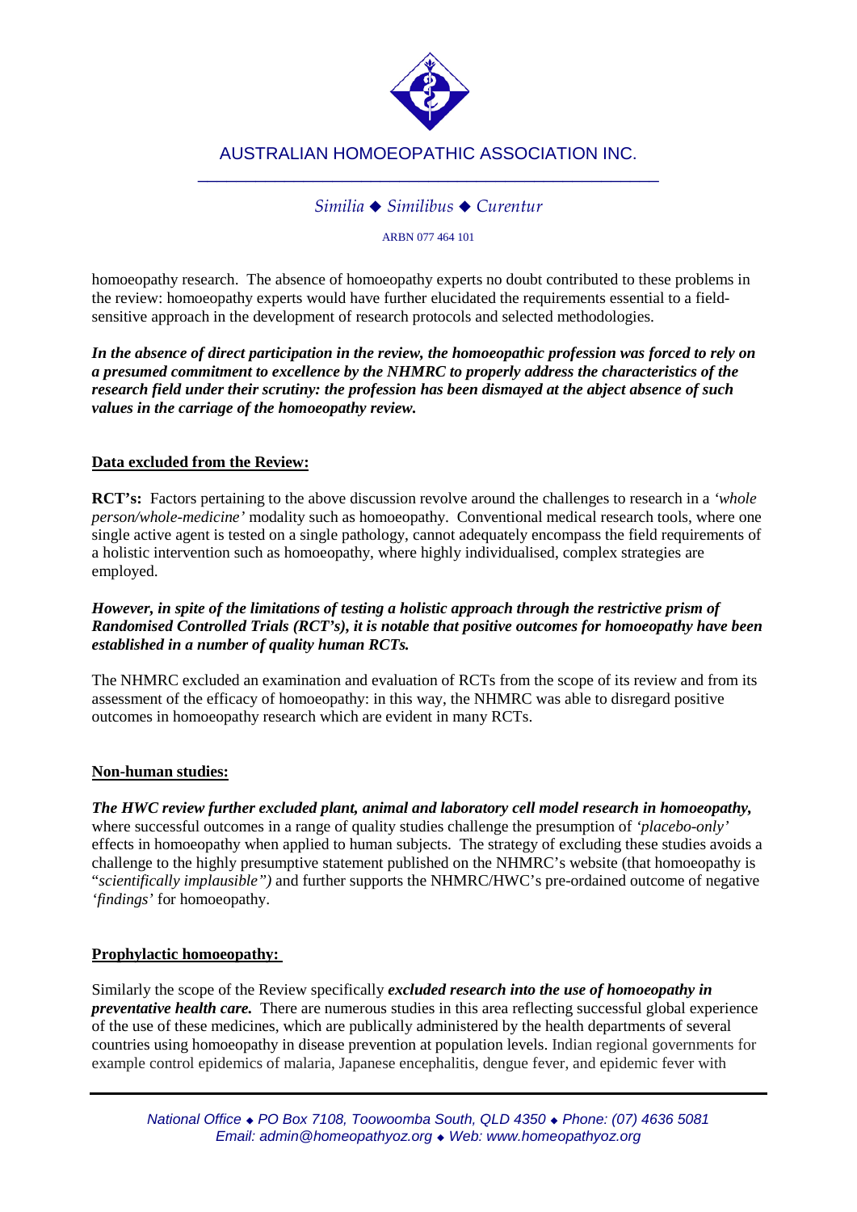homoeopathy research. The absence of homoeopathy experts no doubt contributed to these problems in the review: homoeopathy experts would have further elucidated the requirements essential to a field-sensitive approach in the development of research protocols and selected methodologies.

***In the absence of direct participation in the review, the homoeopathic profession was forced to rely on a presumed commitment to excellence by the NHMRC to properly address the characteristics of the research field under their scrutiny: the profession has been dismayed at the abject absence of such values in the carriage of the homoeopathy review.***

**Data excluded from the Review:**

**RCT's:** Factors pertaining to the above discussion revolve around the challenges to research in a *'whole person/whole-medicine'* modality such as homoeopathy. Conventional medical research tools, where one single active agent is tested on a single pathology, cannot adequately encompass the field requirements of a holistic intervention such as homoeopathy, where highly individualised, complex strategies are employed.

***However, in spite of the limitations of testing a holistic approach through the restrictive prism of Randomised Controlled Trials (RCT's), it is notable that positive outcomes for homoeopathy have been established in a number of quality human RCTs.***

The NHMRC excluded an examination and evaluation of RCTs from the scope of its review and from its assessment of the efficacy of homoeopathy: in this way, the NHMRC was able to disregard positive outcomes in homoeopathy research which are evident in many RCTs.

**Non-human studies:**

***The HWC review further excluded plant, animal and laboratory cell model research in homoeopathy,*** where successful outcomes in a range of quality studies challenge the presumption of *'placebo-only'* effects in homoeopathy when applied to human subjects. The strategy of excluding these studies avoids a challenge to the highly presumptive statement published on the NHMRC's website (that homoeopathy is "*scientifically implausible")* and further supports the NHMRC/HWC's pre-ordained outcome of negative *'findings'* for homoeopathy.

**Prophylactic homoeopathy:**

Similarly the scope of the Review specifically ***excluded research into the use of homoeopathy in preventative health care.*** There are numerous studies in this area reflecting successful global experience of the use of these medicines, which are publically administered by the health departments of several countries using homoeopathy in disease prevention at population levels. Indian regional governments for example control epidemics of malaria, Japanese encephalitis, dengue fever, and epidemic fever with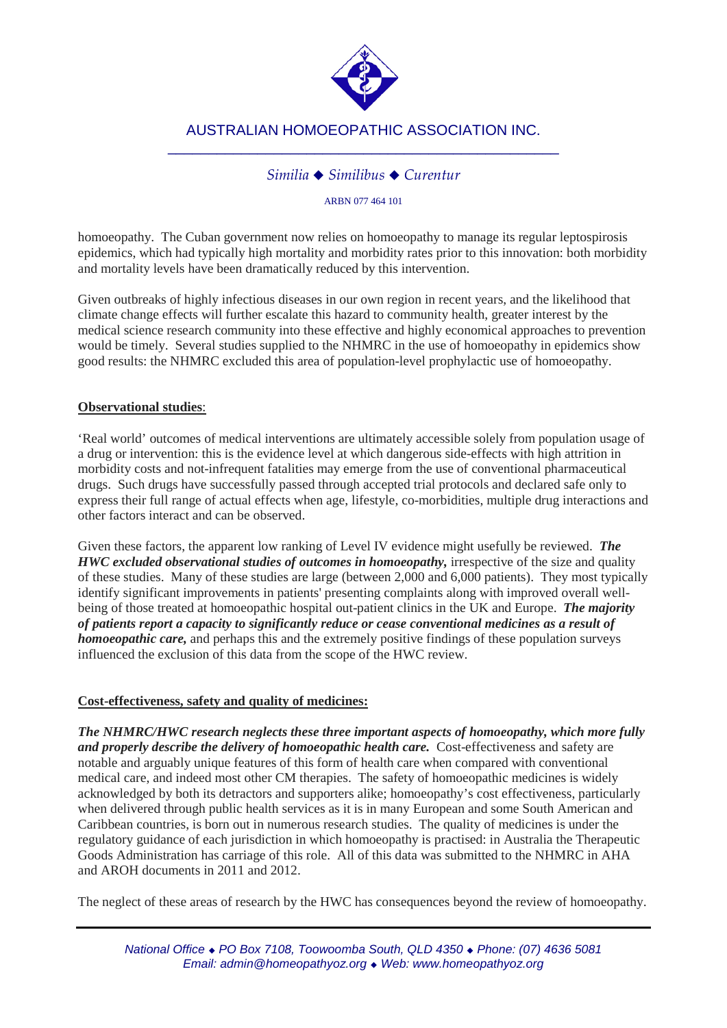homoeopathy. The Cuban government now relies on homoeopathy to manage its regular leptospirosis epidemics, which had typically high mortality and morbidity rates prior to this innovation: both morbidity and mortality levels have been dramatically reduced by this intervention.

Given outbreaks of highly infectious diseases in our own region in recent years, and the likelihood that climate change effects will further escalate this hazard to community health, greater interest by the medical science research community into these effective and highly economical approaches to prevention would be timely. Several studies supplied to the NHMRC in the use of homoeopathy in epidemics show good results: the NHMRC excluded this area of population-level prophylactic use of homoeopathy.

**Observational studies**:

'Real world' outcomes of medical interventions are ultimately accessible solely from population usage of a drug or intervention: this is the evidence level at which dangerous side-effects with high attrition in morbidity costs and not-infrequent fatalities may emerge from the use of conventional pharmaceutical drugs. Such drugs have successfully passed through accepted trial protocols and declared safe only to express their full range of actual effects when age, lifestyle, co-morbidities, multiple drug interactions and other factors interact and can be observed.

Given these factors, the apparent low ranking of Level IV evidence might usefully be reviewed. ***The HWC excluded observational studies of outcomes in homoeopathy,*** irrespective of the size and quality of these studies. Many of these studies are large (between 2,000 and 6,000 patients). They most typically identify significant improvements in patients' presenting complaints along with improved overall well-being of those treated at homoeopathic hospital out-patient clinics in the UK and Europe. ***The majority of patients report a capacity to significantly reduce or cease conventional medicines as a result of homoeopathic care,*** and perhaps this and the extremely positive findings of these population surveys influenced the exclusion of this data from the scope of the HWC review.

**Cost-effectiveness, safety and quality of medicines:**

***The NHMRC/HWC research neglects these three important aspects of homoeopathy, which more fully and properly describe the delivery of homoeopathic health care.*** Cost-effectiveness and safety are notable and arguably unique features of this form of health care when compared with conventional medical care, and indeed most other CM therapies. The safety of homoeopathic medicines is widely acknowledged by both its detractors and supporters alike; homoeopathy's cost effectiveness, particularly when delivered through public health services as it is in many European and some South American and Caribbean countries, is born out in numerous research studies. The quality of medicines is under the regulatory guidance of each jurisdiction in which homoeopathy is practised: in Australia the Therapeutic Goods Administration has carriage of this role. All of this data was submitted to the NHMRC in AHA and AROH documents in 2011 and 2012.

The neglect of these areas of research by the HWC has consequences beyond the review of homoeopathy.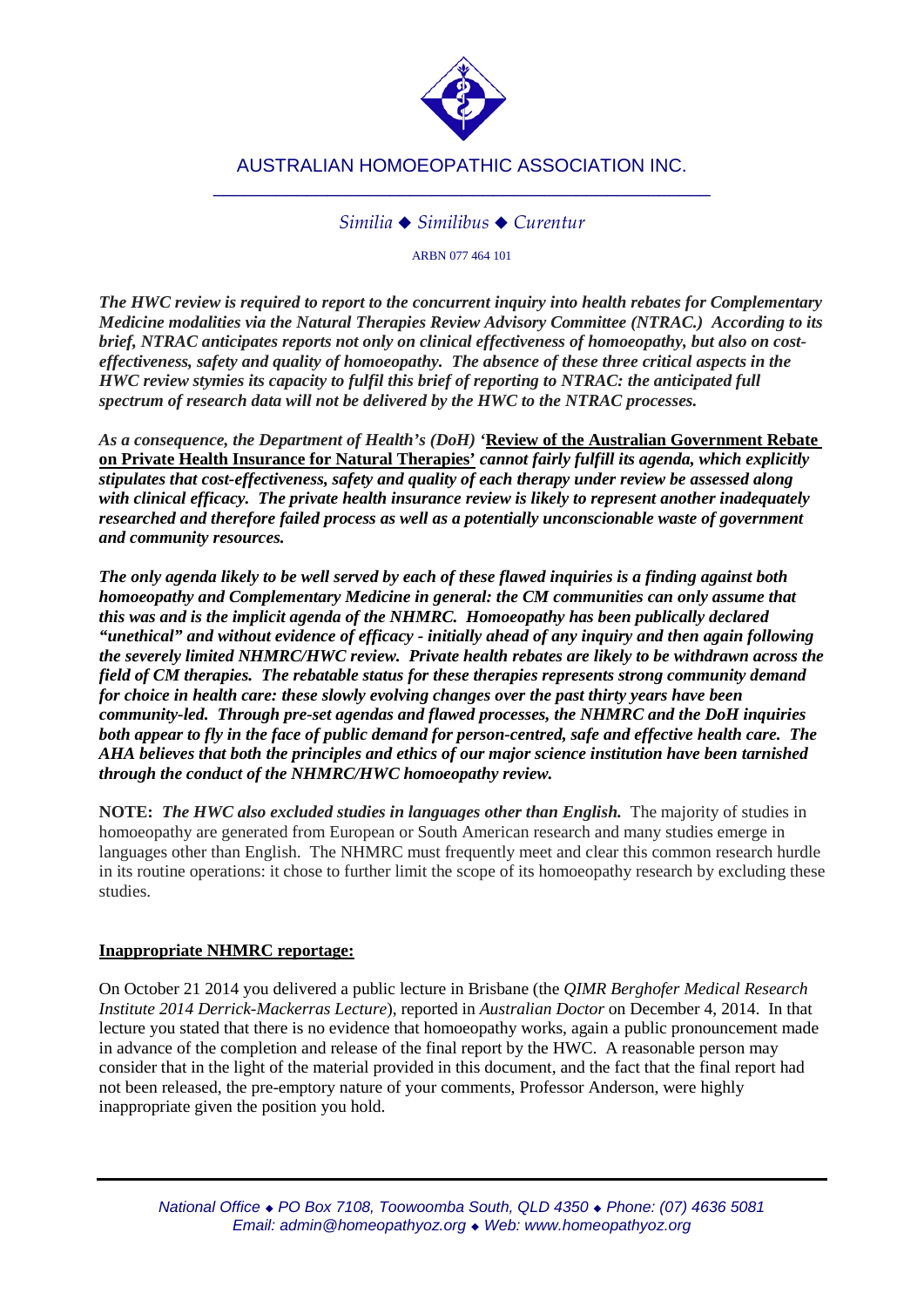*The HWC review is required to report to the concurrent inquiry into health rebates for Complementary Medicine modalities via the Natural Therapies Review Advisory Committee (NTRAC.) According to its brief, NTRAC anticipates reports not only on clinical effectiveness of homoeopathy, but also on cost-effectiveness, safety and quality of homoeopathy. The absence of these three critical aspects in the HWC review stymies its capacity to fulfil this brief of reporting to NTRAC: the anticipated full spectrum of research data will not be delivered by the HWC to the NTRAC processes.*

***As a consequence, the Department of Health's (DoH) '*<u>Review of the Australian Government Rebate on Private Health Insurance for Natural Therapies'</u>** ***cannot fairly fulfill its agenda, which explicitly stipulates that cost-effectiveness, safety and quality of each therapy under review be assessed along with clinical efficacy. The private health insurance review is likely to represent another inadequately researched and therefore failed process as well as a potentially unconscionable waste of government and community resources.***

***The only agenda likely to be well served by each of these flawed inquiries is a finding against both homoeopathy and Complementary Medicine in general: the CM communities can only assume that this was and is the implicit agenda of the NHMRC. Homoeopathy has been publically declared "unethical" and without evidence of efficacy - initially ahead of any inquiry and then again following the severely limited NHMRC/HWC review. Private health rebates are likely to be withdrawn across the field of CM therapies. The rebatable status for these therapies represents strong community demand for choice in health care: these slowly evolving changes over the past thirty years have been community-led. Through pre-set agendas and flawed processes, the NHMRC and the DoH inquiries both appear to fly in the face of public demand for person-centred, safe and effective health care. The AHA believes that both the principles and ethics of our major science institution have been tarnished through the conduct of the NHMRC/HWC homoeopathy review.***

**NOTE:** ***The HWC also excluded studies in languages other than English.*** The majority of studies in homoeopathy are generated from European or South American research and many studies emerge in languages other than English. The NHMRC must frequently meet and clear this common research hurdle in its routine operations: it chose to further limit the scope of its homoeopathy research by excluding these studies.

**<u>Inappropriate NHMRC reportage:</u>**

On October 21 2014 you delivered a public lecture in Brisbane (the *QIMR Berghofer Medical Research Institute 2014 Derrick-Mackerras Lecture*), reported in *Australian Doctor* on December 4, 2014. In that lecture you stated that there is no evidence that homoeopathy works, again a public pronouncement made in advance of the completion and release of the final report by the HWC. A reasonable person may consider that in the light of the material provided in this document, and the fact that the final report had not been released, the pre-emptory nature of your comments, Professor Anderson, were highly inappropriate given the position you hold.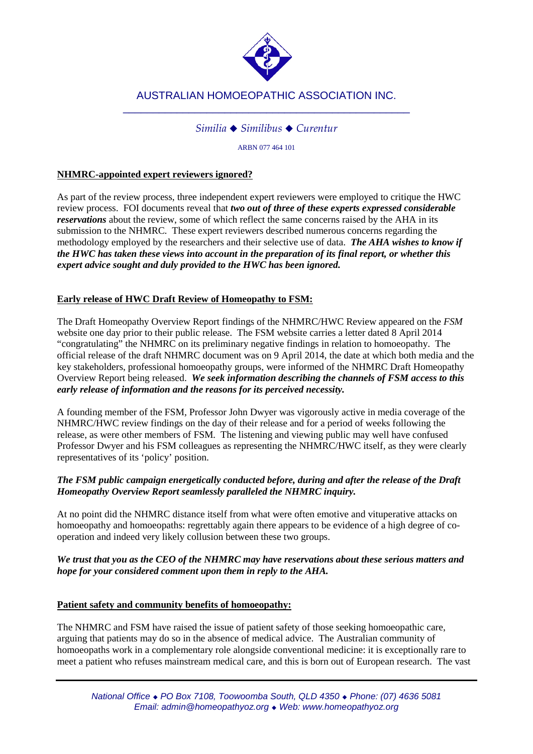# AUSTRALIAN HOMOEOPATHIC ASSOCIATION INC.

*Similia ◆ Similibus ◆ Curentur*

ARBN 077 464 101

**NHMRC-appointed expert reviewers ignored?**

As part of the review process, three independent expert reviewers were employed to critique the HWC review process. FOI documents reveal that ***two out of three of these experts expressed considerable reservations*** about the review, some of which reflect the same concerns raised by the AHA in its submission to the NHMRC. These expert reviewers described numerous concerns regarding the methodology employed by the researchers and their selective use of data. ***The AHA wishes to know if the HWC has taken these views into account in the preparation of its final report, or whether this expert advice sought and duly provided to the HWC has been ignored.***

**Early release of HWC Draft Review of Homeopathy to FSM:**

The Draft Homeopathy Overview Report findings of the NHMRC/HWC Review appeared on the *FSM* website one day prior to their public release. The FSM website carries a letter dated 8 April 2014 "congratulating" the NHMRC on its preliminary negative findings in relation to homoeopathy. The official release of the draft NHMRC document was on 9 April 2014, the date at which both media and the key stakeholders, professional homoeopathy groups, were informed of the NHMRC Draft Homeopathy Overview Report being released. ***We seek information describing the channels of FSM access to this early release of information and the reasons for its perceived necessity.***

A founding member of the FSM, Professor John Dwyer was vigorously active in media coverage of the NHMRC/HWC review findings on the day of their release and for a period of weeks following the release, as were other members of FSM. The listening and viewing public may well have confused Professor Dwyer and his FSM colleagues as representing the NHMRC/HWC itself, as they were clearly representatives of its 'policy' position.

***The FSM public campaign energetically conducted before, during and after the release of the Draft Homeopathy Overview Report seamlessly paralleled the NHMRC inquiry.***

At no point did the NHMRC distance itself from what were often emotive and vituperative attacks on homoeopathy and homoeopaths: regrettably again there appears to be evidence of a high degree of co-operation and indeed very likely collusion between these two groups.

***We trust that you as the CEO of the NHMRC may have reservations about these serious matters and hope for your considered comment upon them in reply to the AHA.***

**Patient safety and community benefits of homoeopathy:**

The NHMRC and FSM have raised the issue of patient safety of those seeking homoeopathic care, arguing that patients may do so in the absence of medical advice. The Australian community of homoeopaths work in a complementary role alongside conventional medicine: it is exceptionally rare to meet a patient who refuses mainstream medical care, and this is born out of European research. The vast

*National Office ◆ PO Box 7108, Toowoomba South, QLD 4350 ◆ Phone: (07) 4636 5081*
*Email: admin@homeopathyoz.org ◆ Web: www.homeopathyoz.org*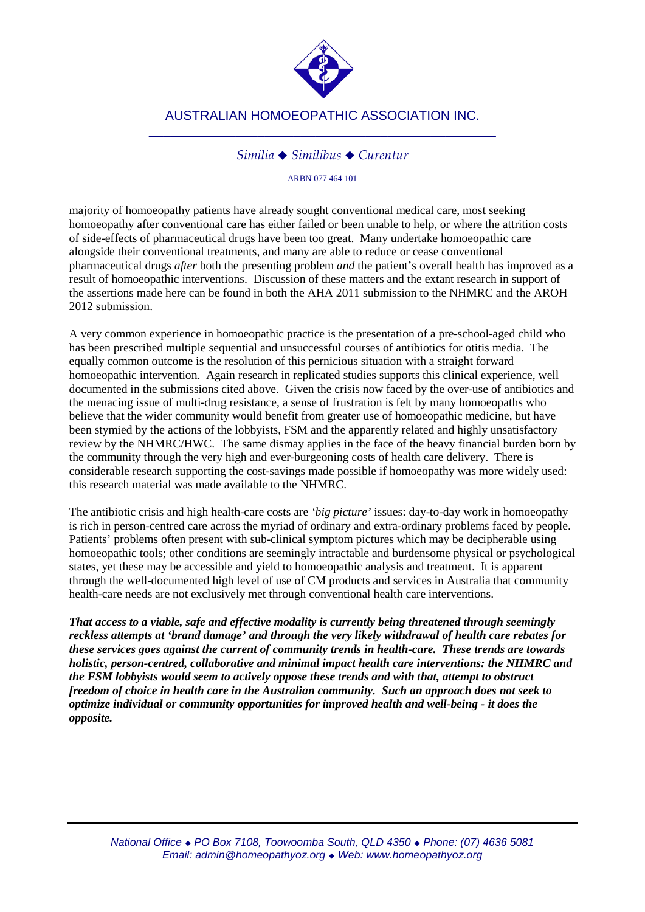majority of homoeopathy patients have already sought conventional medical care, most seeking homoeopathy after conventional care has either failed or been unable to help, or where the attrition costs of side-effects of pharmaceutical drugs have been too great. Many undertake homoeopathic care alongside their conventional treatments, and many are able to reduce or cease conventional pharmaceutical drugs *after* both the presenting problem *and* the patient's overall health has improved as a result of homoeopathic interventions. Discussion of these matters and the extant research in support of the assertions made here can be found in both the AHA 2011 submission to the NHMRC and the AROH 2012 submission.

A very common experience in homoeopathic practice is the presentation of a pre-school-aged child who has been prescribed multiple sequential and unsuccessful courses of antibiotics for otitis media. The equally common outcome is the resolution of this pernicious situation with a straight forward homoeopathic intervention. Again research in replicated studies supports this clinical experience, well documented in the submissions cited above. Given the crisis now faced by the over-use of antibiotics and the menacing issue of multi-drug resistance, a sense of frustration is felt by many homoeopaths who believe that the wider community would benefit from greater use of homoeopathic medicine, but have been stymied by the actions of the lobbyists, FSM and the apparently related and highly unsatisfactory review by the NHMRC/HWC. The same dismay applies in the face of the heavy financial burden born by the community through the very high and ever-burgeoning costs of health care delivery. There is considerable research supporting the cost-savings made possible if homoeopathy was more widely used: this research material was made available to the NHMRC.

The antibiotic crisis and high health-care costs are *'big picture'* issues: day-to-day work in homoeopathy is rich in person-centred care across the myriad of ordinary and extra-ordinary problems faced by people. Patients' problems often present with sub-clinical symptom pictures which may be decipherable using homoeopathic tools; other conditions are seemingly intractable and burdensome physical or psychological states, yet these may be accessible and yield to homoeopathic analysis and treatment. It is apparent through the well-documented high level of use of CM products and services in Australia that community health-care needs are not exclusively met through conventional health care interventions.

***That access to a viable, safe and effective modality is currently being threatened through seemingly reckless attempts at 'brand damage' and through the very likely withdrawal of health care rebates for these services goes against the current of community trends in health-care. These trends are towards holistic, person-centred, collaborative and minimal impact health care interventions: the NHMRC and the FSM lobbyists would seem to actively oppose these trends and with that, attempt to obstruct freedom of choice in health care in the Australian community. Such an approach does not seek to optimize individual or community opportunities for improved health and well-being - it does the opposite.***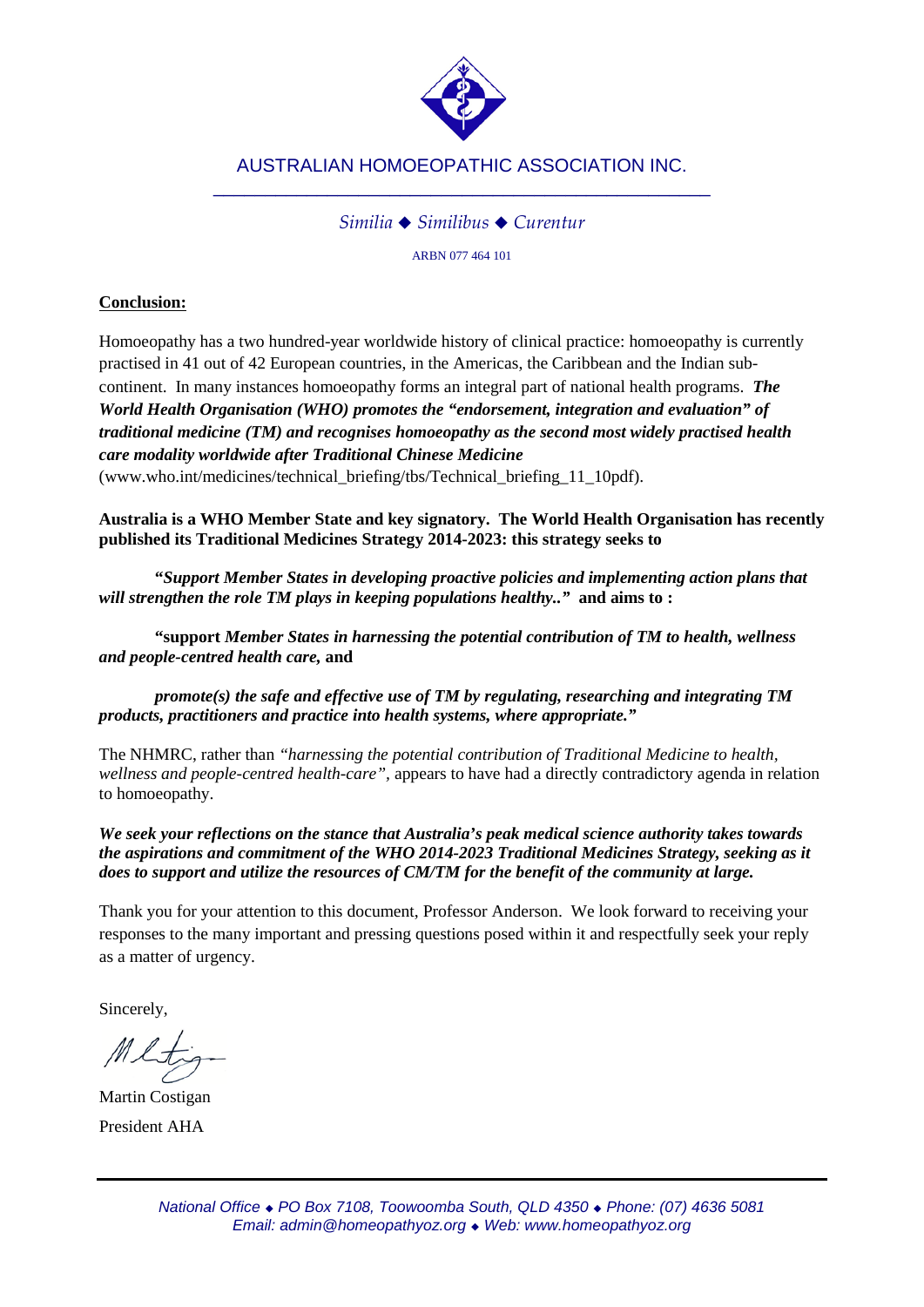AUSTRALIAN HOMOEOPATHIC ASSOCIATION INC.

*Similia ◆ Similibus ◆ Curentur*

ARBN 077 464 101

**<u>Conclusion:</u>**

Homoeopathy has a two hundred-year worldwide history of clinical practice: homoeopathy is currently practised in 41 out of 42 European countries, in the Americas, the Caribbean and the Indian sub-continent. In many instances homoeopathy forms an integral part of national health programs. ***The World Health Organisation (WHO) promotes the "endorsement, integration and evaluation" of traditional medicine (TM) and recognises homoeopathy as the second most widely practised health care modality worldwide after Traditional Chinese Medicine*** (www.who.int/medicines/technical_briefing/tbs/Technical_briefing_11_10pdf).

**Australia is a WHO Member State and key signatory. The World Health Organisation has recently published its Traditional Medicines Strategy 2014-2023: this strategy seeks to**

> **"*Support Member States in developing proactive policies and implementing action plans that will strengthen the role TM plays in keeping populations healthy..*" and aims to :**
>
> **"support *Member States in harnessing the potential contribution of TM to health, wellness and people-centred health care,* and**
>
> ***promote(s) the safe and effective use of TM by regulating, researching and integrating TM products, practitioners and practice into health systems, where appropriate."***

The NHMRC, rather than *"harnessing the potential contribution of Traditional Medicine to health, wellness and people-centred health-care"*, appears to have had a directly contradictory agenda in relation to homoeopathy.

***We seek your reflections on the stance that Australia's peak medical science authority takes towards the aspirations and commitment of the WHO 2014-2023 Traditional Medicines Strategy, seeking as it does to support and utilize the resources of CM/TM for the benefit of the community at large.***

Thank you for your attention to this document, Professor Anderson. We look forward to receiving your responses to the many important and pressing questions posed within it and respectfully seek your reply as a matter of urgency.

Sincerely,

Martin Costigan
President AHA

*National Office ◆ PO Box 7108, Toowoomba South, QLD 4350 ◆ Phone: (07) 4636 5081*
*Email: admin@homeopathyoz.org ◆ Web: www.homeopathyoz.org*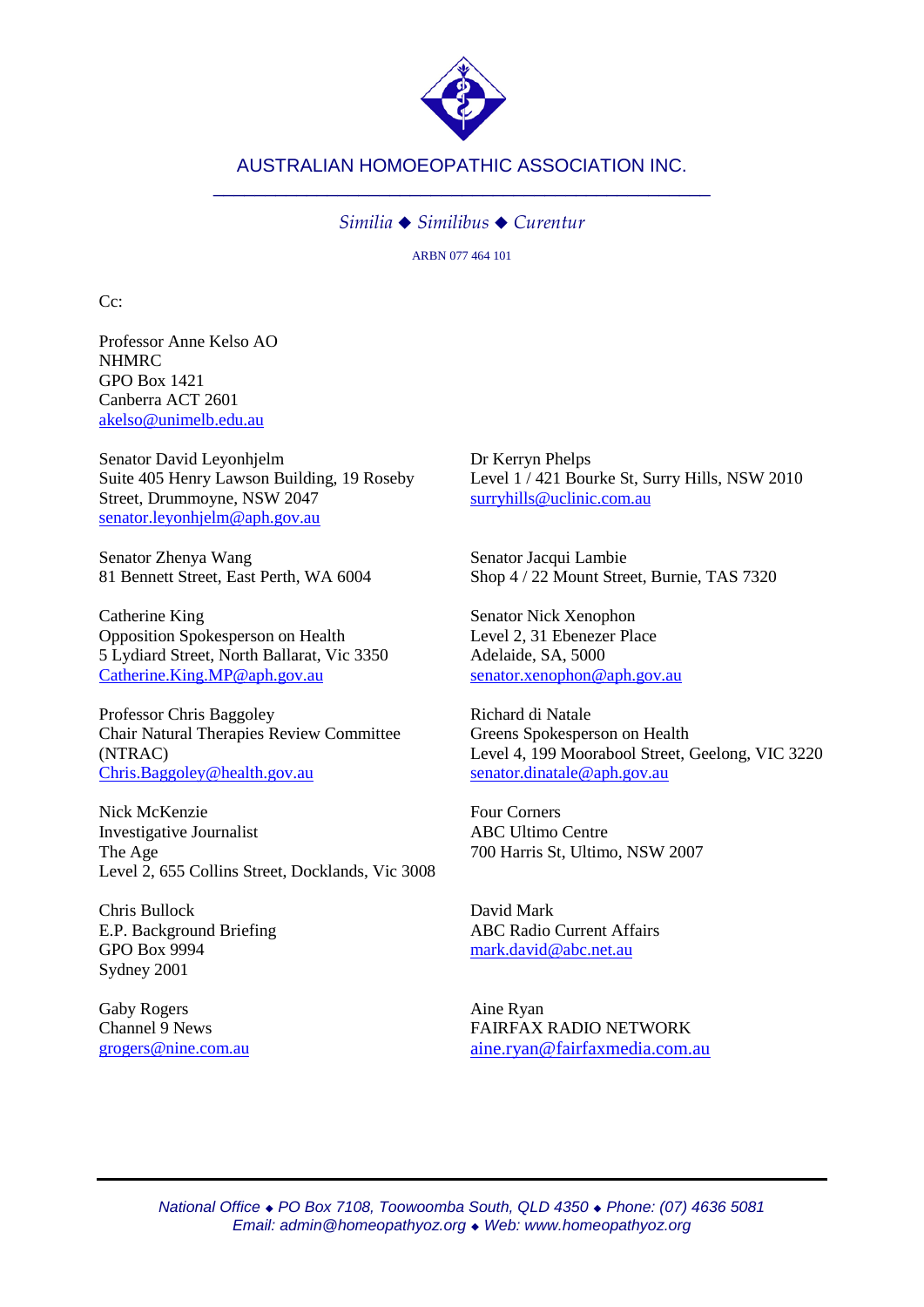AUSTRALIAN HOMOEOPATHIC ASSOCIATION INC.

*Similia ◆ Similibus ◆ Curentur*

ARBN 077 464 101

Cc:

Professor Anne Kelso AO
NHMRC
GPO Box 1421
Canberra ACT 2601
akelso@unimelb.edu.au

Senator David Leyonhjelm
Suite 405 Henry Lawson Building, 19 Roseby Street, Drummoyne, NSW 2047
senator.leyonhjelm@aph.gov.au

Dr Kerryn Phelps
Level 1 / 421 Bourke St, Surry Hills, NSW 2010
surryhills@uclinic.com.au

Senator Zhenya Wang
81 Bennett Street, East Perth, WA 6004

Senator Jacqui Lambie
Shop 4 / 22 Mount Street, Burnie, TAS 7320

Catherine King
Opposition Spokesperson on Health
5 Lydiard Street, North Ballarat, Vic 3350
Catherine.King.MP@aph.gov.au

Senator Nick Xenophon
Level 2, 31 Ebenezer Place
Adelaide, SA, 5000
senator.xenophon@aph.gov.au

Professor Chris Baggoley
Chair Natural Therapies Review Committee (NTRAC)
Chris.Baggoley@health.gov.au

Richard di Natale
Greens Spokesperson on Health
Level 4, 199 Moorabool Street, Geelong, VIC 3220
senator.dinatale@aph.gov.au

Nick McKenzie
Investigative Journalist
The Age
Level 2, 655 Collins Street, Docklands, Vic 3008

Four Corners
ABC Ultimo Centre
700 Harris St, Ultimo, NSW 2007

Chris Bullock
E.P. Background Briefing
GPO Box 9994
Sydney 2001

David Mark
ABC Radio Current Affairs
mark.david@abc.net.au

Gaby Rogers
Channel 9 News
grogers@nine.com.au

Aine Ryan
FAIRFAX RADIO NETWORK
aine.ryan@fairfaxmedia.com.au

*National Office ◆ PO Box 7108, Toowoomba South, QLD 4350 ◆ Phone: (07) 4636 5081*
*Email: admin@homeopathyoz.org ◆ Web: www.homeopathyoz.org*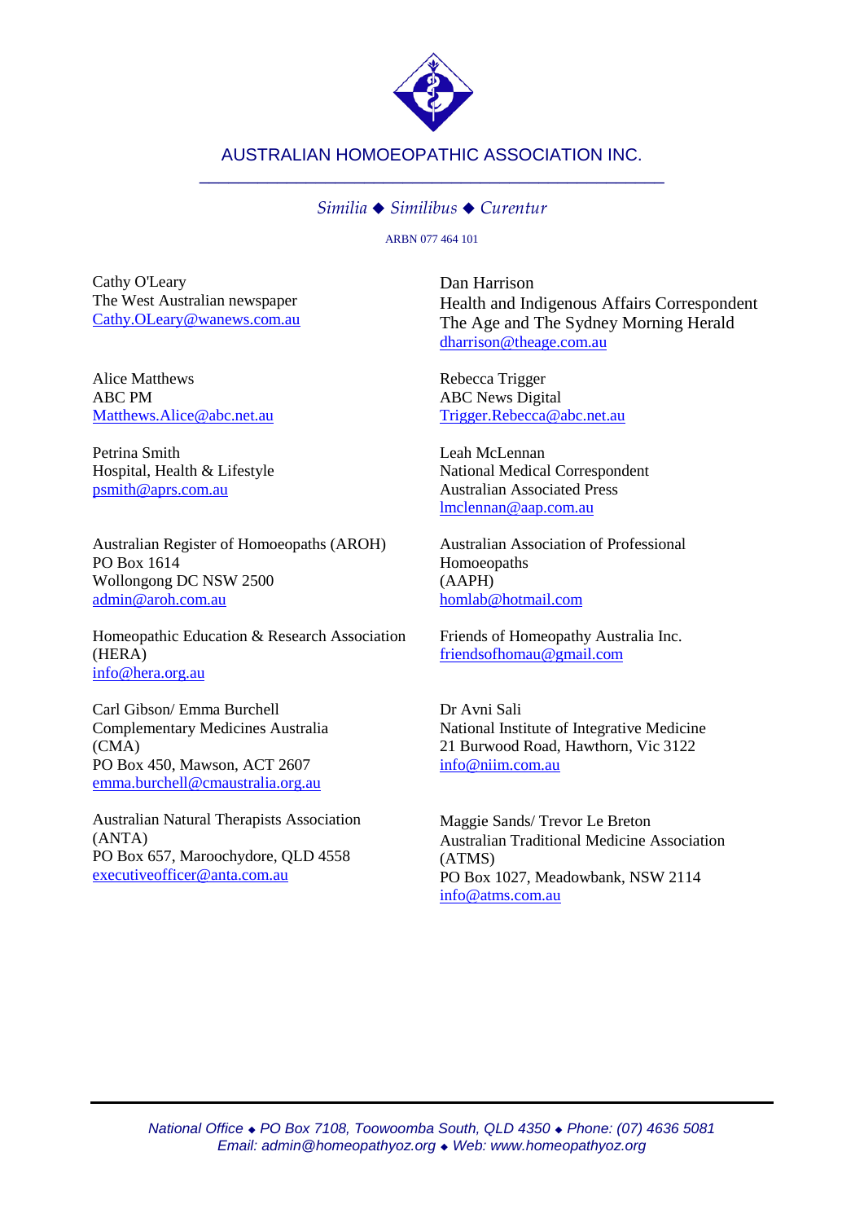AUSTRALIAN HOMOEOPATHIC ASSOCIATION INC.

*Similia ◆ Similibus ◆ Curentur*

ARBN 077 464 101

Cathy O'Leary
The West Australian newspaper
Cathy.OLeary@wanews.com.au

Dan Harrison
Health and Indigenous Affairs Correspondent
The Age and The Sydney Morning Herald
dharrison@theage.com.au

Alice Matthews
ABC PM
Matthews.Alice@abc.net.au

Rebecca Trigger
ABC News Digital
Trigger.Rebecca@abc.net.au

Petrina Smith
Hospital, Health & Lifestyle
psmith@aprs.com.au

Leah McLennan
National Medical Correspondent
Australian Associated Press
lmclennan@aap.com.au

Australian Register of Homoeopaths (AROH)
PO Box 1614
Wollongong DC NSW 2500
admin@aroh.com.au

Australian Association of Professional Homoeopaths
(AAPH)
homlab@hotmail.com

Homeopathic Education & Research Association
(HERA)
info@hera.org.au

Friends of Homeopathy Australia Inc.
friendsofhomau@gmail.com

Carl Gibson/ Emma Burchell
Complementary Medicines Australia
(CMA)
PO Box 450, Mawson, ACT 2607
emma.burchell@cmaustralia.org.au

Dr Avni Sali
National Institute of Integrative Medicine
21 Burwood Road, Hawthorn, Vic 3122
info@niim.com.au

Australian Natural Therapists Association
(ANTA)
PO Box 657, Maroochydore, QLD 4558
executiveofficer@anta.com.au

Maggie Sands/ Trevor Le Breton
Australian Traditional Medicine Association
(ATMS)
PO Box 1027, Meadowbank, NSW 2114
info@atms.com.au

*National Office ◆ PO Box 7108, Toowoomba South, QLD 4350 ◆ Phone: (07) 4636 5081*
*Email: admin@homeopathyoz.org ◆ Web: www.homeopathyoz.org*